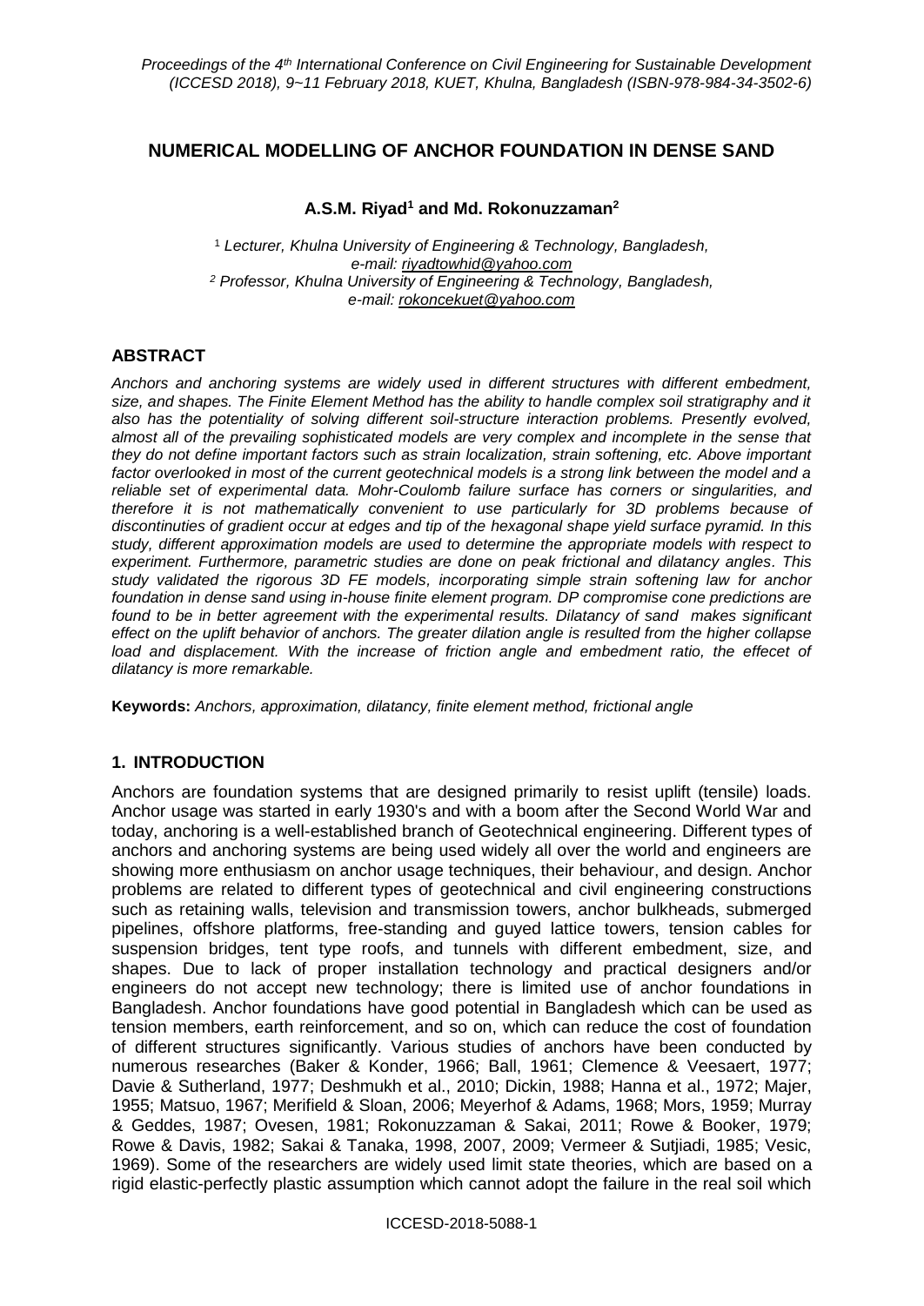# NUMERICAL MODELLING OF ANCHOR FOUNDATION IN DENSE SAND

**A.S.M. Riyad[1] and Md. Rokonuzzaman[2]**

[1] *Lecturer, Khulna University of Engineering & Technology, Bangladesh, e-mail: riyadtowhid@yahoo.com*
[2] *Professor, Khulna University of Engineering & Technology, Bangladesh, e-mail: rokoncekuet@yahoo.com*

## ABSTRACT

*Anchors and anchoring systems are widely used in different structures with different embedment, size, and shapes. The Finite Element Method has the ability to handle complex soil stratigraphy and it also has the potentiality of solving different soil-structure interaction problems. Presently evolved, almost all of the prevailing sophisticated models are very complex and incomplete in the sense that they do not define important factors such as strain localization, strain softening, etc. Above important factor overlooked in most of the current geotechnical models is a strong link between the model and a reliable set of experimental data. Mohr-Coulomb failure surface has corners or singularities, and therefore it is not mathematically convenient to use particularly for 3D problems because of discontinuities of gradient occur at edges and tip of the hexagonal shape yield surface pyramid. In this study, different approximation models are used to determine the appropriate models with respect to experiment. Furthermore, parametric studies are done on peak frictional and dilatancy angles. This study validated the rigorous 3D FE models, incorporating simple strain softening law for anchor foundation in dense sand using in-house finite element program. DP compromise cone predictions are found to be in better agreement with the experimental results. Dilatancy of sand makes significant effect on the uplift behavior of anchors. The greater dilation angle is resulted from the higher collapse load and displacement. With the increase of friction angle and embedment ratio, the effect of dilatancy is more remarkable.*

**Keywords:** *Anchors, approximation, dilatancy, finite element method, frictional angle*

## 1. INTRODUCTION

Anchors are foundation systems that are designed primarily to resist uplift (tensile) loads. Anchor usage was started in early 1930's and with a boom after the Second World War and today, anchoring is a well-established branch of Geotechnical engineering. Different types of anchors and anchoring systems are being used widely all over the world and engineers are showing more enthusiasm on anchor usage techniques, their behaviour, and design. Anchor problems are related to different types of geotechnical and civil engineering constructions such as retaining walls, television and transmission towers, anchor bulkheads, submerged pipelines, offshore platforms, free-standing and guyed lattice towers, tension cables for suspension bridges, tent type roofs, and tunnels with different embedment, size, and shapes. Due to lack of proper installation technology and practical designers and/or engineers do not accept new technology; there is limited use of anchor foundations in Bangladesh. Anchor foundations have good potential in Bangladesh which can be used as tension members, earth reinforcement, and so on, which can reduce the cost of foundation of different structures significantly. Various studies of anchors have been conducted by numerous researches (Baker & Konder, 1966; Ball, 1961; Clemence & Veesaert, 1977; Davie & Sutherland, 1977; Deshmukh et al., 2010; Dickin, 1988; Hanna et al., 1972; Majer, 1955; Matsuo, 1967; Merifield & Sloan, 2006; Meyerhof & Adams, 1968; Mors, 1959; Murray & Geddes, 1987; Ovesen, 1981; Rokonuzzaman & Sakai, 2011; Rowe & Booker, 1979; Rowe & Davis, 1982; Sakai & Tanaka, 1998, 2007, 2009; Vermeer & Sutjiadi, 1985; Vesic, 1969). Some of the researchers are widely used limit state theories, which are based on a rigid elastic-perfectly plastic assumption which cannot adopt the failure in the real soil which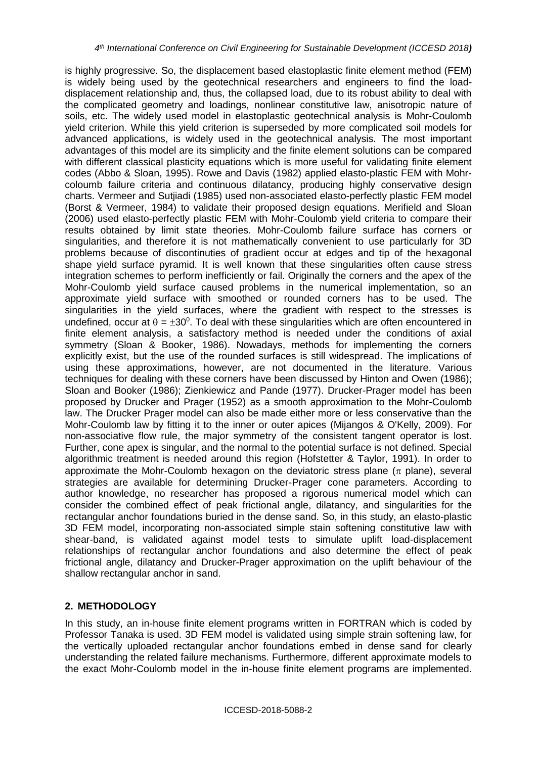is highly progressive. So, the displacement based elastoplastic finite element method (FEM) is widely being used by the geotechnical researchers and engineers to find the load-displacement relationship and, thus, the collapsed load, due to its robust ability to deal with the complicated geometry and loadings, nonlinear constitutive law, anisotropic nature of soils, etc. The widely used model in elastoplastic geotechnical analysis is Mohr-Coulomb yield criterion. While this yield criterion is superseded by more complicated soil models for advanced applications, is widely used in the geotechnical analysis. The most important advantages of this model are its simplicity and the finite element solutions can be compared with different classical plasticity equations which is more useful for validating finite element codes (Abbo & Sloan, 1995). Rowe and Davis (1982) applied elasto-plastic FEM with Mohr-coloumb failure criteria and continuous dilatancy, producing highly conservative design charts. Vermeer and Sutjiadi (1985) used non-associated elasto-perfectly plastic FEM model (Borst & Vermeer, 1984) to validate their proposed design equations. Merifield and Sloan (2006) used elasto-perfectly plastic FEM with Mohr-Coulomb yield criteria to compare their results obtained by limit state theories. Mohr-Coulomb failure surface has corners or singularities, and therefore it is not mathematically convenient to use particularly for 3D problems because of discontinuties of gradient occur at edges and tip of the hexagonal shape yield surface pyramid. It is well known that these singularities often cause stress integration schemes to perform inefficiently or fail. Originally the corners and the apex of the Mohr-Coulomb yield surface caused problems in the numerical implementation, so an approximate yield surface with smoothed or rounded corners has to be used. The singularities in the yield surfaces, where the gradient with respect to the stresses is undefined, occur at $\theta = \pm 30^0$. To deal with these singularities which are often encountered in finite element analysis, a satisfactory method is needed under the conditions of axial symmetry (Sloan & Booker, 1986). Nowadays, methods for implementing the corners explicitly exist, but the use of the rounded surfaces is still widespread. The implications of using these approximations, however, are not documented in the literature. Various techniques for dealing with these corners have been discussed by Hinton and Owen (1986); Sloan and Booker (1986); Zienkiewicz and Pande (1977). Drucker-Prager model has been proposed by Drucker and Prager (1952) as a smooth approximation to the Mohr-Coulomb law. The Drucker Prager model can also be made either more or less conservative than the Mohr-Coulomb law by fitting it to the inner or outer apices (Mijangos & O'Kelly, 2009). For non-associative flow rule, the major symmetry of the consistent tangent operator is lost. Further, cone apex is singular, and the normal to the potential surface is not defined. Special algorithmic treatment is needed around this region (Hofstetter & Taylor, 1991). In order to approximate the Mohr-Coulomb hexagon on the deviatoric stress plane ($\pi$ plane), several strategies are available for determining Drucker-Prager cone parameters. According to author knowledge, no researcher has proposed a rigorous numerical model which can consider the combined effect of peak frictional angle, dilatancy, and singularities for the rectangular anchor foundations buried in the dense sand. So, in this study, an elasto-plastic 3D FEM model, incorporating non-associated simple stain softening constitutive law with shear-band, is validated against model tests to simulate uplift load-displacement relationships of rectangular anchor foundations and also determine the effect of peak frictional angle, dilatancy and Drucker-Prager approximation on the uplift behaviour of the shallow rectangular anchor in sand.

## 2. METHODOLOGY

In this study, an in-house finite element programs written in FORTRAN which is coded by Professor Tanaka is used. 3D FEM model is validated using simple strain softening law, for the vertically uploaded rectangular anchor foundations embed in dense sand for clearly understanding the related failure mechanisms. Furthermore, different approximate models to the exact Mohr-Coulomb model in the in-house finite element programs are implemented.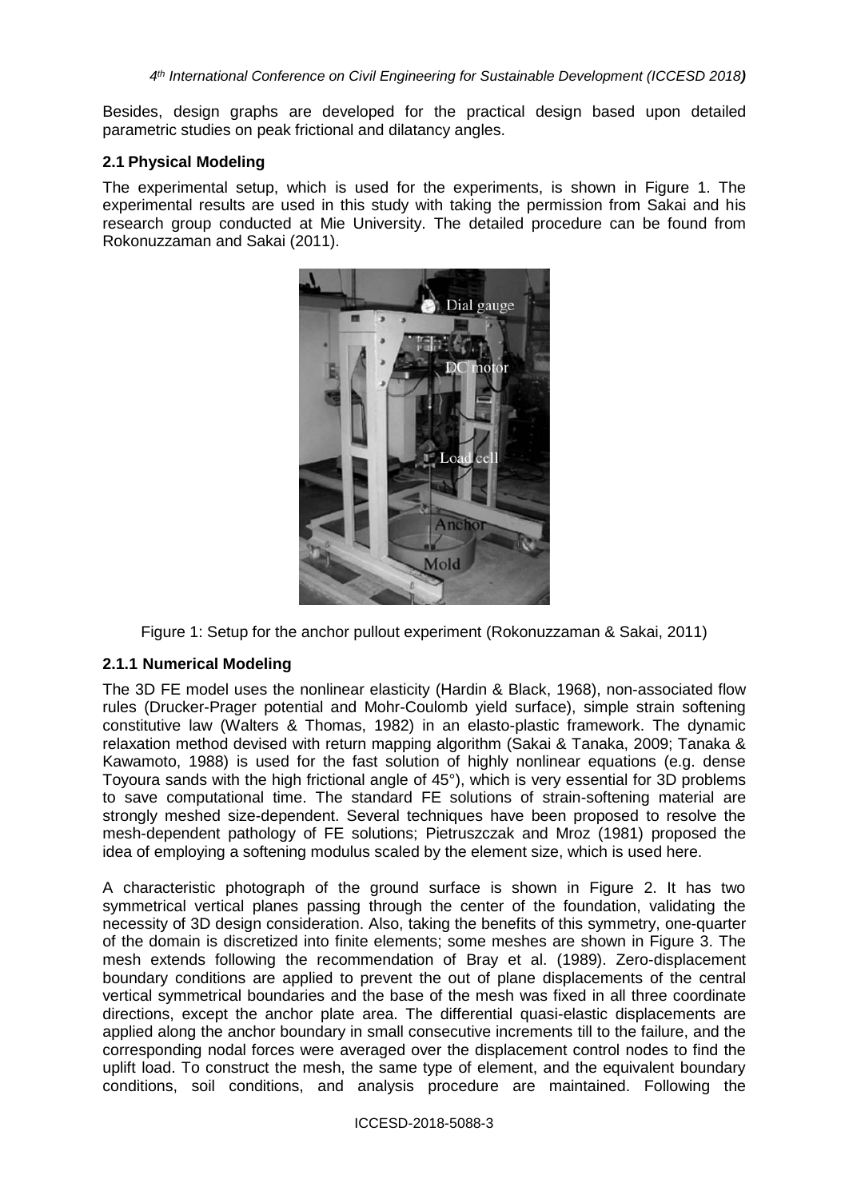Besides, design graphs are developed for the practical design based upon detailed parametric studies on peak frictional and dilatancy angles.

### 2.1 Physical Modeling

The experimental setup, which is used for the experiments, is shown in Figure 1. The experimental results are used in this study with taking the permission from Sakai and his research group conducted at Mie University. The detailed procedure can be found from Rokonuzzaman and Sakai (2011).

Figure 1: Setup for the anchor pullout experiment (Rokonuzzaman & Sakai, 2011)

#### 2.1.1 Numerical Modeling

The 3D FE model uses the nonlinear elasticity (Hardin & Black, 1968), non-associated flow rules (Drucker-Prager potential and Mohr-Coulomb yield surface), simple strain softening constitutive law (Walters & Thomas, 1982) in an elasto-plastic framework. The dynamic relaxation method devised with return mapping algorithm (Sakai & Tanaka, 2009; Tanaka & Kawamoto, 1988) is used for the fast solution of highly nonlinear equations (e.g. dense Toyoura sands with the high frictional angle of 45°), which is very essential for 3D problems to save computational time. The standard FE solutions of strain-softening material are strongly meshed size-dependent. Several techniques have been proposed to resolve the mesh-dependent pathology of FE solutions; Pietruszczak and Mroz (1981) proposed the idea of employing a softening modulus scaled by the element size, which is used here.

A characteristic photograph of the ground surface is shown in Figure 2. It has two symmetrical vertical planes passing through the center of the foundation, validating the necessity of 3D design consideration. Also, taking the benefits of this symmetry, one-quarter of the domain is discretized into finite elements; some meshes are shown in Figure 3. The mesh extends following the recommendation of Bray et al. (1989). Zero-displacement boundary conditions are applied to prevent the out of plane displacements of the central vertical symmetrical boundaries and the base of the mesh was fixed in all three coordinate directions, except the anchor plate area. The differential quasi-elastic displacements are applied along the anchor boundary in small consecutive increments till to the failure, and the corresponding nodal forces were averaged over the displacement control nodes to find the uplift load. To construct the mesh, the same type of element, and the equivalent boundary conditions, soil conditions, and analysis procedure are maintained. Following the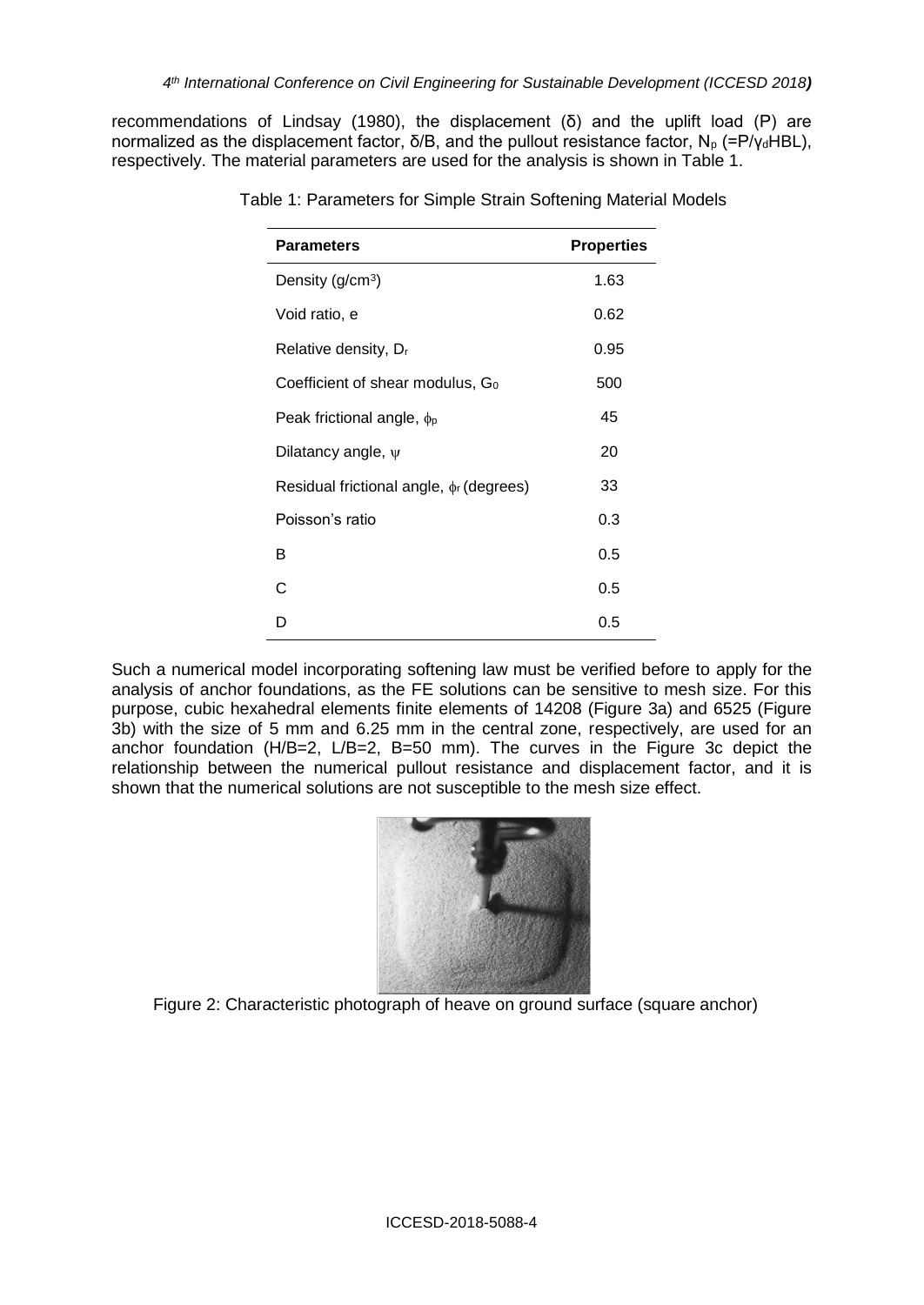recommendations of Lindsay (1980), the displacement (δ) and the uplift load (P) are normalized as the displacement factor, δ/B, and the pullout resistance factor, $N_p$ (=$P/\gamma_d HBL$), respectively. The material parameters are used for the analysis is shown in Table 1.

Table 1: Parameters for Simple Strain Softening Material Models

| Parameters | Properties |
|---|---|
| Density (g/cm$^3$) | 1.63 |
| Void ratio, e | 0.62 |
| Relative density, $D_r$ | 0.95 |
| Coefficient of shear modulus, $G_0$ | 500 |
| Peak frictional angle, $\phi_p$ | 45 |
| Dilatancy angle, $\psi$ | 20 |
| Residual frictional angle, $\phi_r$ (degrees) | 33 |
| Poisson's ratio | 0.3 |
| B | 0.5 |
| C | 0.5 |
| D | 0.5 |

Such a numerical model incorporating softening law must be verified before to apply for the analysis of anchor foundations, as the FE solutions can be sensitive to mesh size. For this purpose, cubic hexahedral elements finite elements of 14208 (Figure 3a) and 6525 (Figure 3b) with the size of 5 mm and 6.25 mm in the central zone, respectively, are used for an anchor foundation (H/B=2, L/B=2, B=50 mm). The curves in the Figure 3c depict the relationship between the numerical pullout resistance and displacement factor, and it is shown that the numerical solutions are not susceptible to the mesh size effect.

Figure 2: Characteristic photograph of heave on ground surface (square anchor)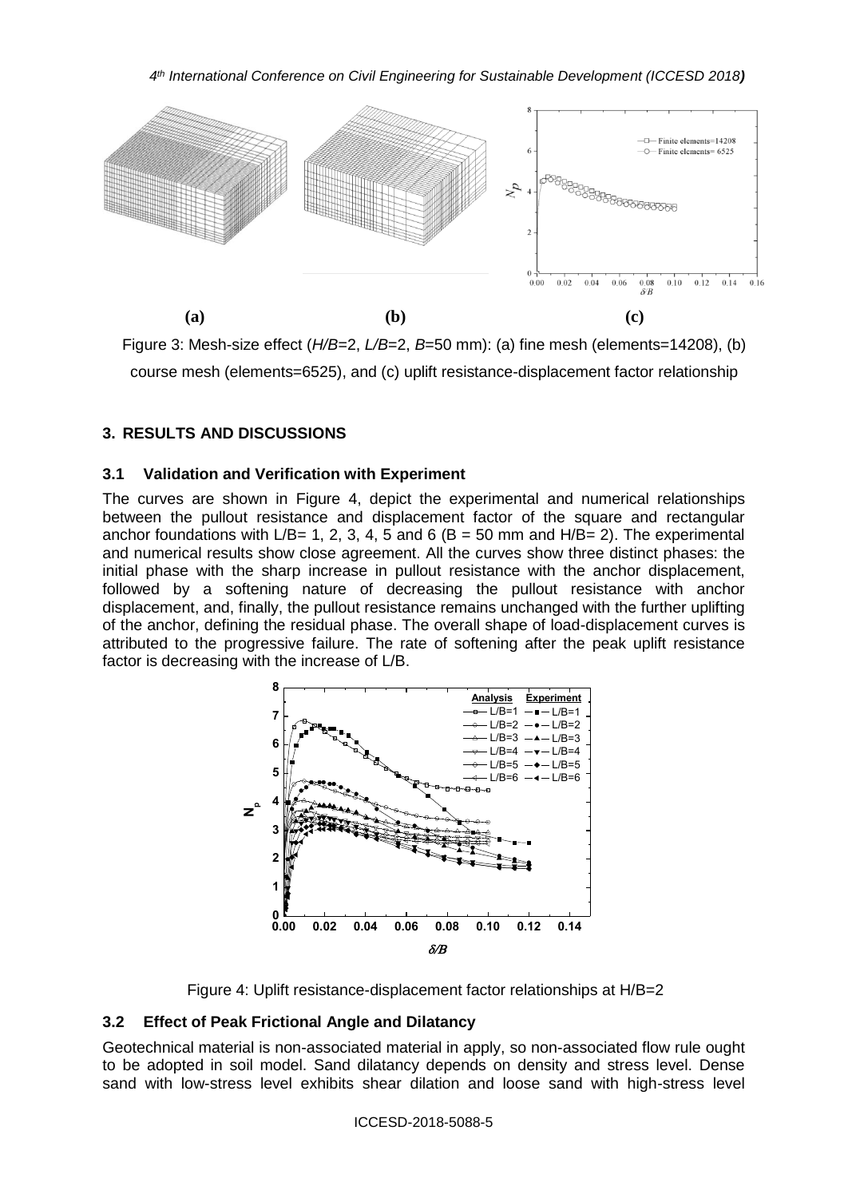**(a)** **(b)** **(c)**

Figure 3: Mesh-size effect (*H/B*=2, *L/B*=2, *B*=50 mm): (a) fine mesh (elements=14208), (b) course mesh (elements=6525), and (c) uplift resistance-displacement factor relationship

## 3. RESULTS AND DISCUSSIONS

### 3.1 Validation and Verification with Experiment

The curves are shown in Figure 4, depict the experimental and numerical relationships between the pullout resistance and displacement factor of the square and rectangular anchor foundations with L/B= 1, 2, 3, 4, 5 and 6 (B = 50 mm and H/B= 2). The experimental and numerical results show close agreement. All the curves show three distinct phases: the initial phase with the sharp increase in pullout resistance with the anchor displacement, followed by a softening nature of decreasing the pullout resistance with anchor displacement, and, finally, the pullout resistance remains unchanged with the further uplifting of the anchor, defining the residual phase. The overall shape of load-displacement curves is attributed to the progressive failure. The rate of softening after the peak uplift resistance factor is decreasing with the increase of L/B.

Figure 4: Uplift resistance-displacement factor relationships at H/B=2

### 3.2 Effect of Peak Frictional Angle and Dilatancy

Geotechnical material is non-associated material in apply, so non-associated flow rule ought to be adopted in soil model. Sand dilatancy depends on density and stress level. Dense sand with low-stress level exhibits shear dilation and loose sand with high-stress level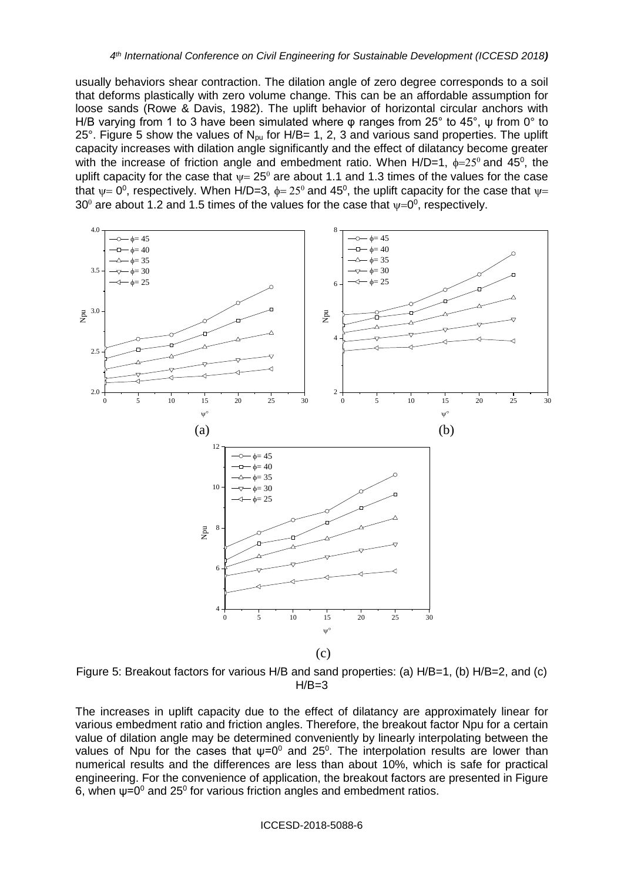usually behaviors shear contraction. The dilation angle of zero degree corresponds to a soil that deforms plastically with zero volume change. This can be an affordable assumption for loose sands (Rowe & Davis, 1982). The uplift behavior of horizontal circular anchors with H/B varying from 1 to 3 have been simulated where φ ranges from 25° to 45°, ψ from 0° to 25°. Figure 5 show the values of $N_{pu}$ for H/B= 1, 2, 3 and various sand properties. The uplift capacity increases with dilation angle significantly and the effect of dilatancy become greater with the increase of friction angle and embedment ratio. When H/D=1, $\phi=25^0$ and $45^0$, the uplift capacity for the case that $\psi= 25^0$ are about 1.1 and 1.3 times of the values for the case that $\psi= 0^0$, respectively. When H/D=3, $\phi= 25^0$ and $45^0$, the uplift capacity for the case that $\psi= 30^0$ are about 1.2 and 1.5 times of the values for the case that $\psi=0^0$, respectively.

Figure 5: Breakout factors for various H/B and sand properties: (a) H/B=1, (b) H/B=2, and (c) H/B=3

The increases in uplift capacity due to the effect of dilatancy are approximately linear for various embedment ratio and friction angles. Therefore, the breakout factor Npu for a certain value of dilation angle may be determined conveniently by linearly interpolating between the values of Npu for the cases that $\psi=0^0$ and $25^0$. The interpolation results are lower than numerical results and the differences are less than about 10%, which is safe for practical engineering. For the convenience of application, the breakout factors are presented in Figure 6, when $\psi=0^0$ and $25^0$ for various friction angles and embedment ratios.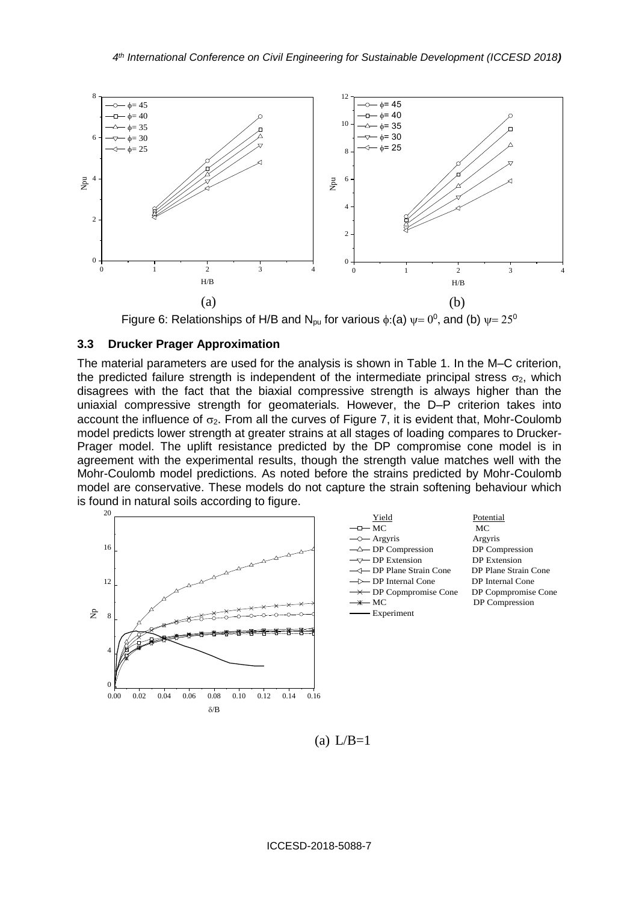Figure 6: Relationships of H/B and $N_{pu}$ for various $\phi$:(a) $\psi = 0^0$, and (b) $\psi = 25^0$

### 3.3 Drucker Prager Approximation

The material parameters are used for the analysis is shown in Table 1. In the M–C criterion, the predicted failure strength is independent of the intermediate principal stress $\sigma_2$, which disagrees with the fact that the biaxial compressive strength is always higher than the uniaxial compressive strength for geomaterials. However, the D–P criterion takes into account the influence of $\sigma_2$. From all the curves of Figure 7, it is evident that, Mohr-Coulomb model predicts lower strength at greater strains at all stages of loading compares to Drucker-Prager model. The uplift resistance predicted by the DP compromise cone model is in agreement with the experimental results, though the strength value matches well with the Mohr-Coulomb model predictions. As noted before the strains predicted by Mohr-Coulomb model are conservative. These models do not capture the strain softening behaviour which is found in natural soils according to figure.

(a) L/B=1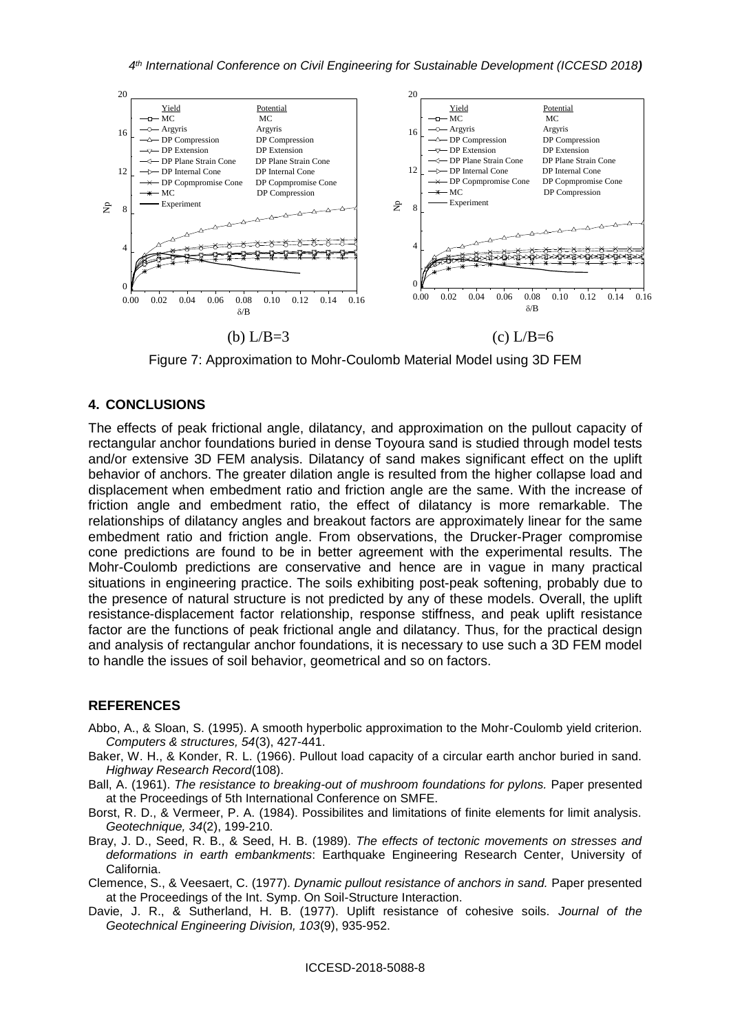(b) L/B=3 (c) L/B=6

Figure 7: Approximation to Mohr-Coulomb Material Model using 3D FEM

## 4. CONCLUSIONS

The effects of peak frictional angle, dilatancy, and approximation on the pullout capacity of rectangular anchor foundations buried in dense Toyoura sand is studied through model tests and/or extensive 3D FEM analysis. Dilatancy of sand makes significant effect on the uplift behavior of anchors. The greater dilation angle is resulted from the higher collapse load and displacement when embedment ratio and friction angle are the same. With the increase of friction angle and embedment ratio, the effect of dilatancy is more remarkable. The relationships of dilatancy angles and breakout factors are approximately linear for the same embedment ratio and friction angle. From observations, the Drucker-Prager compromise cone predictions are found to be in better agreement with the experimental results. The Mohr-Coulomb predictions are conservative and hence are in vague in many practical situations in engineering practice. The soils exhibiting post-peak softening, probably due to the presence of natural structure is not predicted by any of these models. Overall, the uplift resistance-displacement factor relationship, response stiffness, and peak uplift resistance factor are the functions of peak frictional angle and dilatancy. Thus, for the practical design and analysis of rectangular anchor foundations, it is necessary to use such a 3D FEM model to handle the issues of soil behavior, geometrical and so on factors.

## REFERENCES

Abbo, A., & Sloan, S. (1995). A smooth hyperbolic approximation to the Mohr-Coulomb yield criterion. *Computers & structures, 54*(3), 427-441.

Baker, W. H., & Konder, R. L. (1966). Pullout load capacity of a circular earth anchor buried in sand. *Highway Research Record*(108).

Ball, A. (1961). *The resistance to breaking-out of mushroom foundations for pylons.* Paper presented at the Proceedings of 5th International Conference on SMFE.

Borst, R. D., & Vermeer, P. A. (1984). Possibilites and limitations of finite elements for limit analysis. *Geotechnique, 34*(2), 199-210.

Bray, J. D., Seed, R. B., & Seed, H. B. (1989). *The effects of tectonic movements on stresses and deformations in earth embankments*: Earthquake Engineering Research Center, University of California.

Clemence, S., & Veesaert, C. (1977). *Dynamic pullout resistance of anchors in sand.* Paper presented at the Proceedings of the Int. Symp. On Soil-Structure Interaction.

Davie, J. R., & Sutherland, H. B. (1977). Uplift resistance of cohesive soils. *Journal of the Geotechnical Engineering Division, 103*(9), 935-952.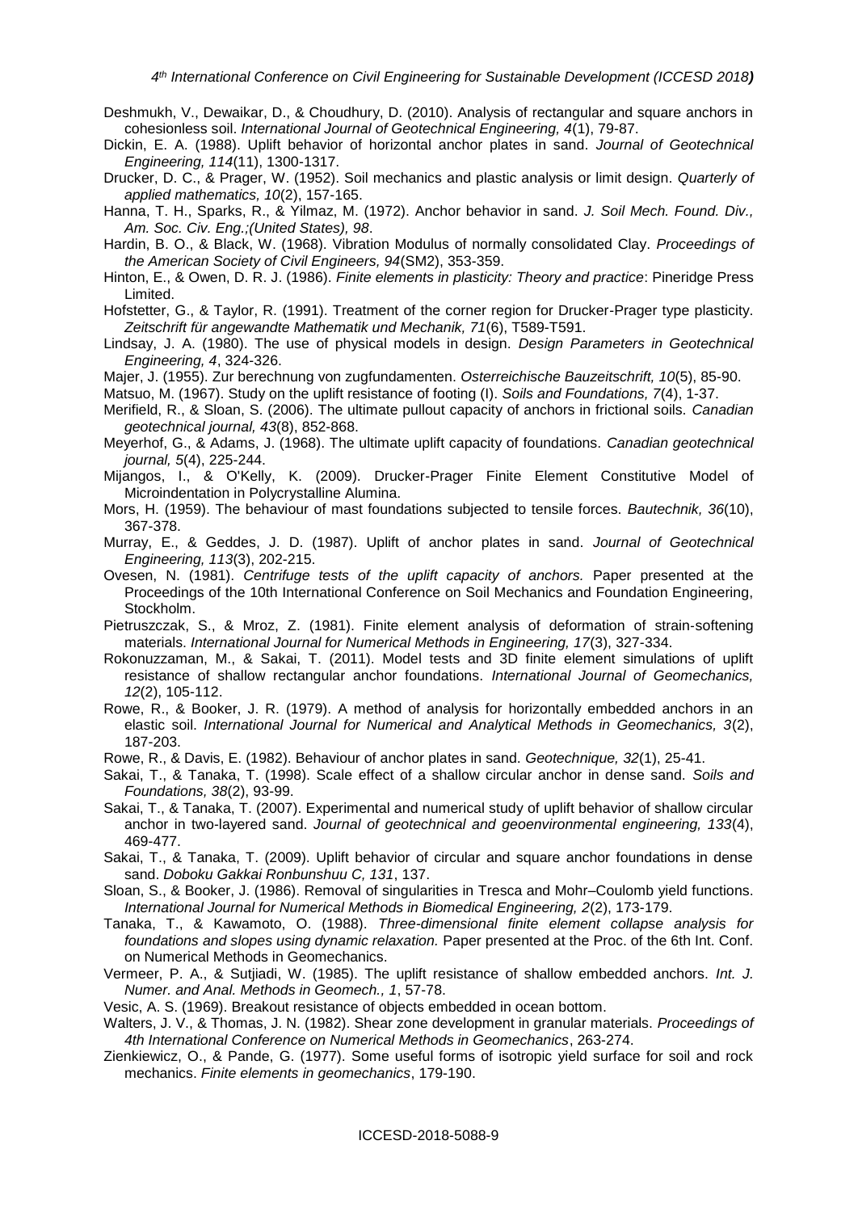Deshmukh, V., Dewaikar, D., & Choudhury, D. (2010). Analysis of rectangular and square anchors in cohesionless soil. *International Journal of Geotechnical Engineering, 4*(1), 79-87.

Dickin, E. A. (1988). Uplift behavior of horizontal anchor plates in sand. *Journal of Geotechnical Engineering, 114*(11), 1300-1317.

Drucker, D. C., & Prager, W. (1952). Soil mechanics and plastic analysis or limit design. *Quarterly of applied mathematics, 10*(2), 157-165.

Hanna, T. H., Sparks, R., & Yilmaz, M. (1972). Anchor behavior in sand. *J. Soil Mech. Found. Div., Am. Soc. Civ. Eng.;(United States), 98*.

Hardin, B. O., & Black, W. (1968). Vibration Modulus of normally consolidated Clay. *Proceedings of the American Society of Civil Engineers, 94*(SM2), 353-359.

Hinton, E., & Owen, D. R. J. (1986). *Finite elements in plasticity: Theory and practice*: Pineridge Press Limited.

Hofstetter, G., & Taylor, R. (1991). Treatment of the corner region for Drucker-Prager type plasticity. *Zeitschrift für angewandte Mathematik und Mechanik, 71*(6), T589-T591.

Lindsay, J. A. (1980). The use of physical models in design. *Design Parameters in Geotechnical Engineering, 4*, 324-326.

Majer, J. (1955). Zur berechnung von zugfundamenten. *Osterreichische Bauzeitschrift, 10*(5), 85-90.

Matsuo, M. (1967). Study on the uplift resistance of footing (I). *Soils and Foundations, 7*(4), 1-37.

Merifield, R., & Sloan, S. (2006). The ultimate pullout capacity of anchors in frictional soils. *Canadian geotechnical journal, 43*(8), 852-868.

Meyerhof, G., & Adams, J. (1968). The ultimate uplift capacity of foundations. *Canadian geotechnical journal, 5*(4), 225-244.

Mijangos, I., & O'Kelly, K. (2009). Drucker-Prager Finite Element Constitutive Model of Microindentation in Polycrystalline Alumina.

Mors, H. (1959). The behaviour of mast foundations subjected to tensile forces. *Bautechnik, 36*(10), 367-378.

Murray, E., & Geddes, J. D. (1987). Uplift of anchor plates in sand. *Journal of Geotechnical Engineering, 113*(3), 202-215.

Ovesen, N. (1981). *Centrifuge tests of the uplift capacity of anchors.* Paper presented at the Proceedings of the 10th International Conference on Soil Mechanics and Foundation Engineering, Stockholm.

Pietruszczak, S., & Mroz, Z. (1981). Finite element analysis of deformation of strain-softening materials. *International Journal for Numerical Methods in Engineering, 17*(3), 327-334.

Rokonuzzaman, M., & Sakai, T. (2011). Model tests and 3D finite element simulations of uplift resistance of shallow rectangular anchor foundations. *International Journal of Geomechanics, 12*(2), 105-112.

Rowe, R., & Booker, J. R. (1979). A method of analysis for horizontally embedded anchors in an elastic soil. *International Journal for Numerical and Analytical Methods in Geomechanics, 3*(2), 187-203.

Rowe, R., & Davis, E. (1982). Behaviour of anchor plates in sand. *Geotechnique, 32*(1), 25-41.

Sakai, T., & Tanaka, T. (1998). Scale effect of a shallow circular anchor in dense sand. *Soils and Foundations, 38*(2), 93-99.

Sakai, T., & Tanaka, T. (2007). Experimental and numerical study of uplift behavior of shallow circular anchor in two-layered sand. *Journal of geotechnical and geoenvironmental engineering, 133*(4), 469-477.

Sakai, T., & Tanaka, T. (2009). Uplift behavior of circular and square anchor foundations in dense sand. *Doboku Gakkai Ronbunshuu C, 131*, 137.

Sloan, S., & Booker, J. (1986). Removal of singularities in Tresca and Mohr–Coulomb yield functions. *International Journal for Numerical Methods in Biomedical Engineering, 2*(2), 173-179.

Tanaka, T., & Kawamoto, O. (1988). *Three-dimensional finite element collapse analysis for foundations and slopes using dynamic relaxation.* Paper presented at the Proc. of the 6th Int. Conf. on Numerical Methods in Geomechanics.

Vermeer, P. A., & Sutjiadi, W. (1985). The uplift resistance of shallow embedded anchors. *Int. J. Numer. and Anal. Methods in Geomech., 1*, 57-78.

Vesic, A. S. (1969). Breakout resistance of objects embedded in ocean bottom.

Walters, J. V., & Thomas, J. N. (1982). Shear zone development in granular materials. *Proceedings of 4th International Conference on Numerical Methods in Geomechanics*, 263-274.

Zienkiewicz, O., & Pande, G. (1977). Some useful forms of isotropic yield surface for soil and rock mechanics. *Finite elements in geomechanics*, 179-190.